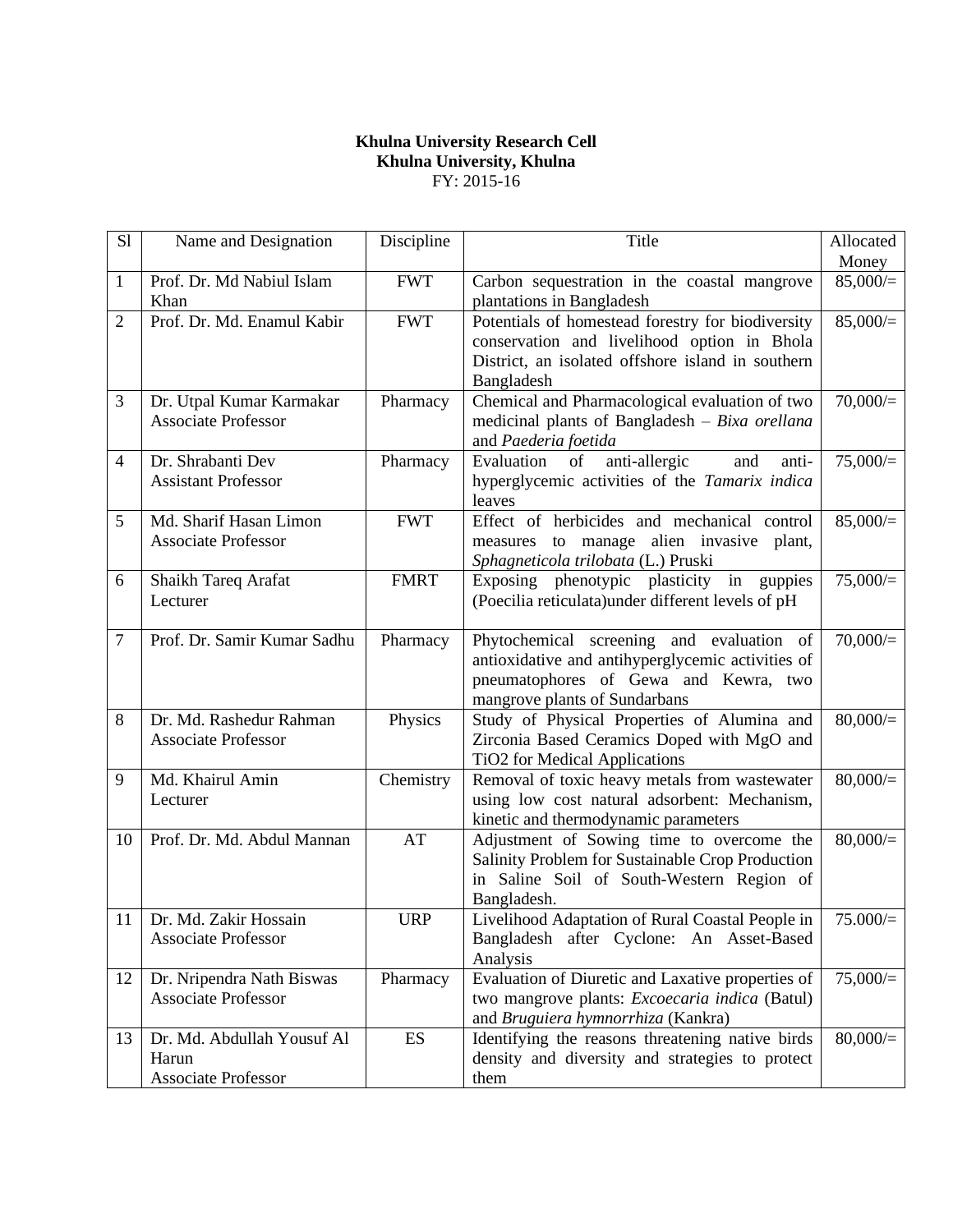**Khulna University Research Cell**
**Khulna University, Khulna**
FY: 2015-16

| Sl | Name and Designation | Discipline | Title | Allocated Money |
|---|---|---|---|---|
| 1 | Prof. Dr. Md Nabiul Islam Khan | FWT | Carbon sequestration in the coastal mangrove plantations in Bangladesh | 85,000/= |
| 2 | Prof. Dr. Md. Enamul Kabir | FWT | Potentials of homestead forestry for biodiversity conservation and livelihood option in Bhola District, an isolated offshore island in southern Bangladesh | 85,000/= |
| 3 | Dr. Utpal Kumar Karmakar Associate Professor | Pharmacy | Chemical and Pharmacological evaluation of two medicinal plants of Bangladesh – *Bixa orellana* and *Paederia foetida* | 70,000/= |
| 4 | Dr. Shrabanti Dev Assistant Professor | Pharmacy | Evaluation of anti-allergic and anti-hyperglycemic activities of the *Tamarix indica* leaves | 75,000/= |
| 5 | Md. Sharif Hasan Limon Associate Professor | FWT | Effect of herbicides and mechanical control measures to manage alien invasive plant, *Sphagneticola trilobata* (L.) Pruski | 85,000/= |
| 6 | Shaikh Tareq Arafat Lecturer | FMRT | Exposing phenotypic plasticity in guppies (Poecilia reticulata)under different levels of pH | 75,000/= |
| 7 | Prof. Dr. Samir Kumar Sadhu | Pharmacy | Phytochemical screening and evaluation of antioxidative and antihyperglycemic activities of pneumatophores of Gewa and Kewra, two mangrove plants of Sundarbans | 70,000/= |
| 8 | Dr. Md. Rashedur Rahman Associate Professor | Physics | Study of Physical Properties of Alumina and Zirconia Based Ceramics Doped with MgO and TiO2 for Medical Applications | 80,000/= |
| 9 | Md. Khairul Amin Lecturer | Chemistry | Removal of toxic heavy metals from wastewater using low cost natural adsorbent: Mechanism, kinetic and thermodynamic parameters | 80,000/= |
| 10 | Prof. Dr. Md. Abdul Mannan | AT | Adjustment of Sowing time to overcome the Salinity Problem for Sustainable Crop Production in Saline Soil of South-Western Region of Bangladesh. | 80,000/= |
| 11 | Dr. Md. Zakir Hossain Associate Professor | URP | Livelihood Adaptation of Rural Coastal People in Bangladesh after Cyclone: An Asset-Based Analysis | 75.000/= |
| 12 | Dr. Nripendra Nath Biswas Associate Professor | Pharmacy | Evaluation of Diuretic and Laxative properties of two mangrove plants: *Excoecaria indica* (Batul) and *Bruguiera hymnorrhiza* (Kankra) | 75,000/= |
| 13 | Dr. Md. Abdullah Yousuf Al Harun Associate Professor | ES | Identifying the reasons threatening native birds density and diversity and strategies to protect them | 80,000/= |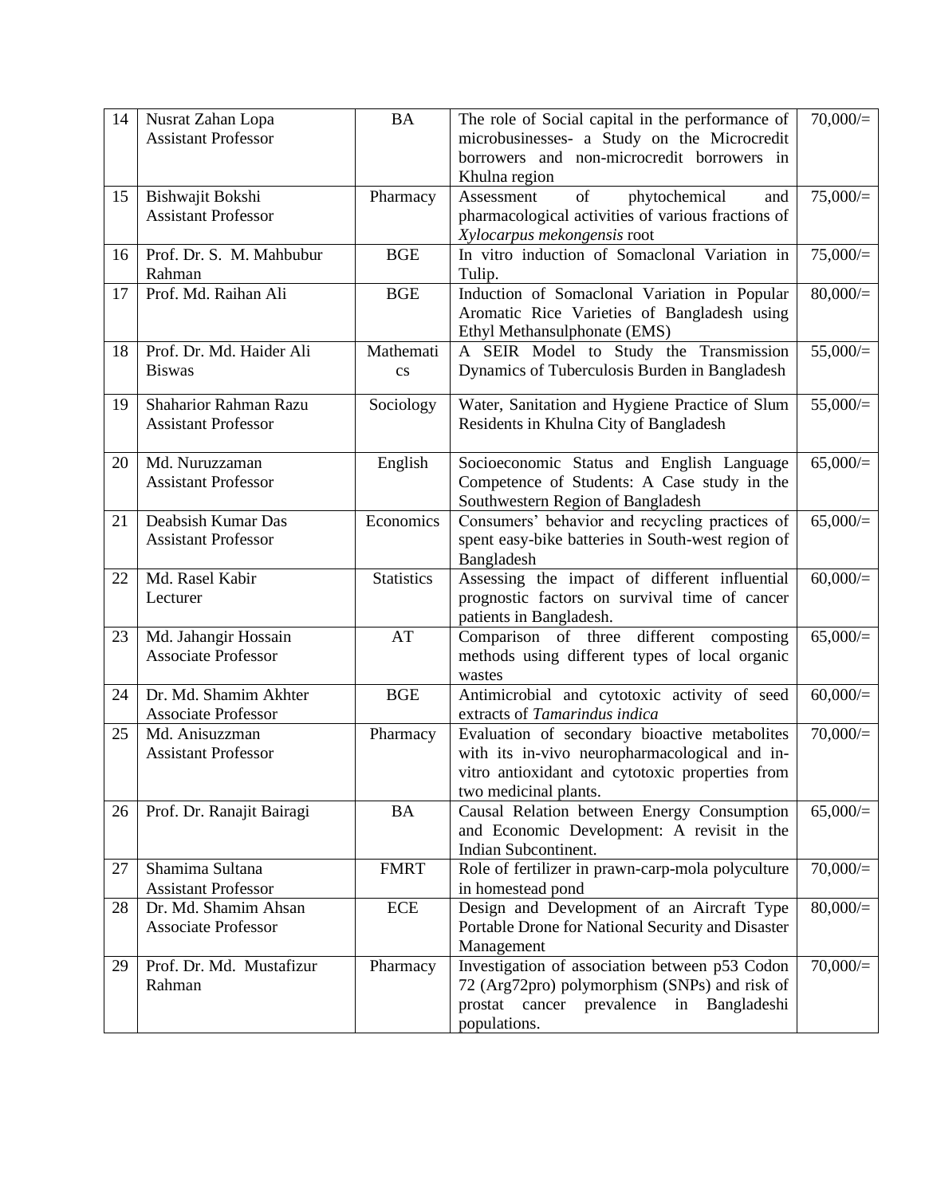| | | | | |
|---|---|---|---|---|
| 14 | Nusrat Zahan Lopa<br>Assistant Professor | BA | The role of Social capital in the performance of microbusinesses- a Study on the Microcredit borrowers and non-microcredit borrowers in Khulna region | 70,000/= |
| 15 | Bishwajit Bokshi<br>Assistant Professor | Pharmacy | Assessment of phytochemical and pharmacological activities of various fractions of *Xylocarpus mekongensis* root | 75,000/= |
| 16 | Prof. Dr. S. M. Mahbubur Rahman | BGE | In vitro induction of Somaclonal Variation in Tulip. | 75,000/= |
| 17 | Prof. Md. Raihan Ali | BGE | Induction of Somaclonal Variation in Popular Aromatic Rice Varieties of Bangladesh using Ethyl Methansulphonate (EMS) | 80,000/= |
| 18 | Prof. Dr. Md. Haider Ali Biswas | Mathematics | A SEIR Model to Study the Transmission Dynamics of Tuberculosis Burden in Bangladesh | 55,000/= |
| 19 | Shaharior Rahman Razu<br>Assistant Professor | Sociology | Water, Sanitation and Hygiene Practice of Slum Residents in Khulna City of Bangladesh | 55,000/= |
| 20 | Md. Nuruzzaman<br>Assistant Professor | English | Socioeconomic Status and English Language Competence of Students: A Case study in the Southwestern Region of Bangladesh | 65,000/= |
| 21 | Deabsish Kumar Das<br>Assistant Professor | Economics | Consumers' behavior and recycling practices of spent easy-bike batteries in South-west region of Bangladesh | 65,000/= |
| 22 | Md. Rasel Kabir<br>Lecturer | Statistics | Assessing the impact of different influential prognostic factors on survival time of cancer patients in Bangladesh. | 60,000/= |
| 23 | Md. Jahangir Hossain<br>Associate Professor | AT | Comparison of three different composting methods using different types of local organic wastes | 65,000/= |
| 24 | Dr. Md. Shamim Akhter<br>Associate Professor | BGE | Antimicrobial and cytotoxic activity of seed extracts of *Tamarindus indica* | 60,000/= |
| 25 | Md. Anisuzzman<br>Assistant Professor | Pharmacy | Evaluation of secondary bioactive metabolites with its in-vivo neuropharmacological and in-vitro antioxidant and cytotoxic properties from two medicinal plants. | 70,000/= |
| 26 | Prof. Dr. Ranajit Bairagi | BA | Causal Relation between Energy Consumption and Economic Development: A revisit in the Indian Subcontinent. | 65,000/= |
| 27 | Shamima Sultana<br>Assistant Professor | FMRT | Role of fertilizer in prawn-carp-mola polyculture in homestead pond | 70,000/= |
| 28 | Dr. Md. Shamim Ahsan<br>Associate Professor | ECE | Design and Development of an Aircraft Type Portable Drone for National Security and Disaster Management | 80,000/= |
| 29 | Prof. Dr. Md. Mustafizur Rahman | Pharmacy | Investigation of association between p53 Codon 72 (Arg72pro) polymorphism (SNPs) and risk of prostat cancer prevalence in Bangladeshi populations. | 70,000/= |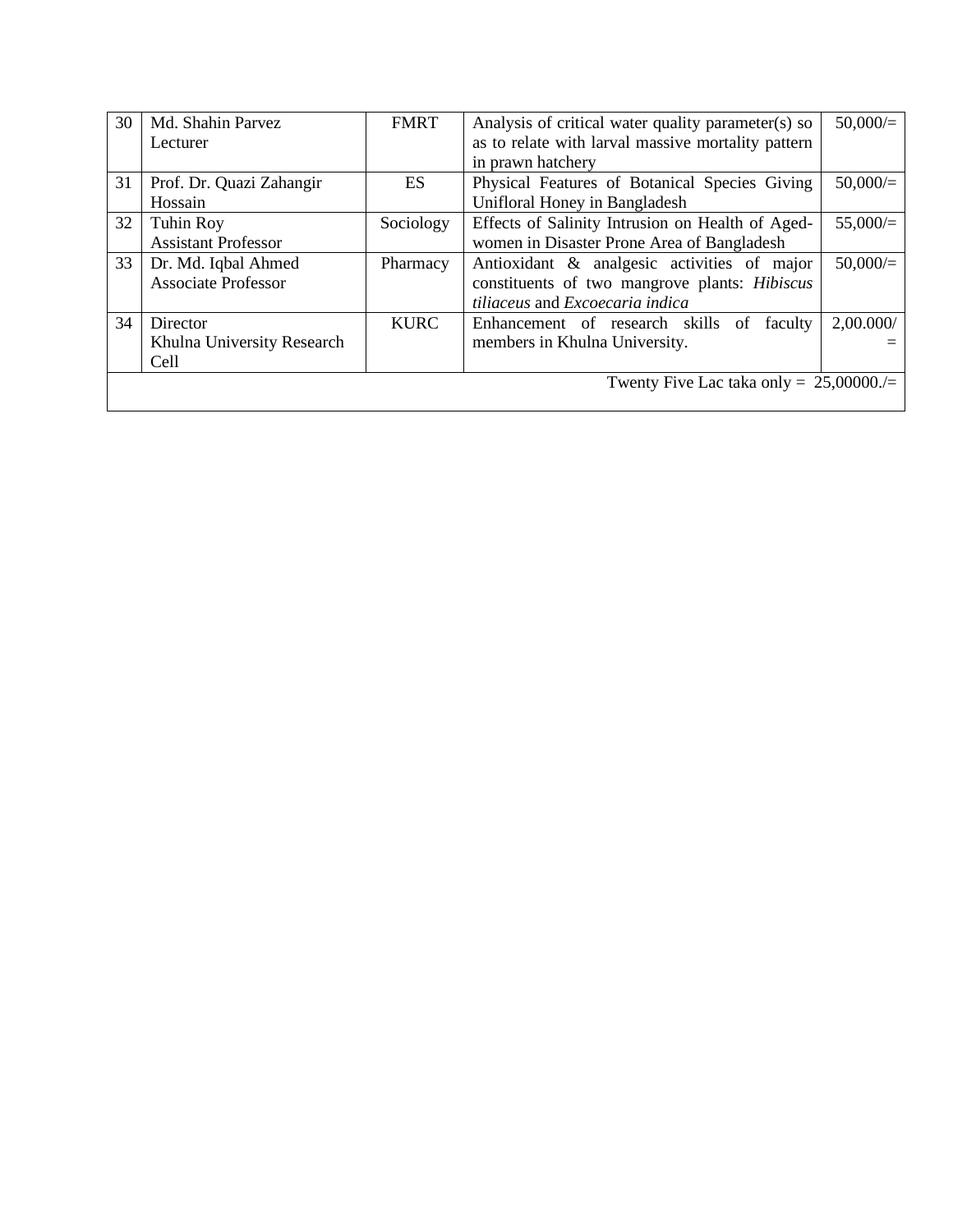| | | | | |
|---|---|---|---|---|
| 30 | Md. Shahin Parvez<br>Lecturer | FMRT | Analysis of critical water quality parameter(s) so as to relate with larval massive mortality pattern in prawn hatchery | 50,000/= |
| 31 | Prof. Dr. Quazi Zahangir Hossain | ES | Physical Features of Botanical Species Giving Unifloral Honey in Bangladesh | 50,000/= |
| 32 | Tuhin Roy<br>Assistant Professor | Sociology | Effects of Salinity Intrusion on Health of Aged-women in Disaster Prone Area of Bangladesh | 55,000/= |
| 33 | Dr. Md. Iqbal Ahmed<br>Associate Professor | Pharmacy | Antioxidant & analgesic activities of major constituents of two mangrove plants: *Hibiscus tiliaceus* and *Excoecaria indica* | 50,000/= |
| 34 | Director<br>Khulna University Research Cell | KURC | Enhancement of research skills of faculty members in Khulna University. | 2,00.000/= |
| | | | | Twenty Five Lac taka only = 25,00000./= |